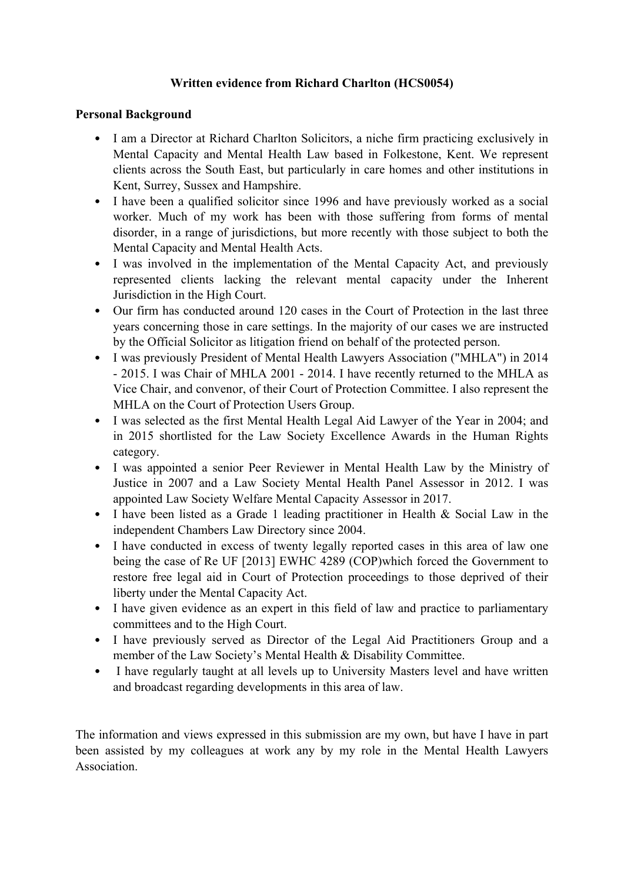**Written evidence from Richard Charlton (HCS0054)**

**Personal Background**

- I am a Director at Richard Charlton Solicitors, a niche firm practicing exclusively in Mental Capacity and Mental Health Law based in Folkestone, Kent. We represent clients across the South East, but particularly in care homes and other institutions in Kent, Surrey, Sussex and Hampshire.
- I have been a qualified solicitor since 1996 and have previously worked as a social worker. Much of my work has been with those suffering from forms of mental disorder, in a range of jurisdictions, but more recently with those subject to both the Mental Capacity and Mental Health Acts.
- I was involved in the implementation of the Mental Capacity Act, and previously represented clients lacking the relevant mental capacity under the Inherent Jurisdiction in the High Court.
- Our firm has conducted around 120 cases in the Court of Protection in the last three years concerning those in care settings. In the majority of our cases we are instructed by the Official Solicitor as litigation friend on behalf of the protected person.
- I was previously President of Mental Health Lawyers Association ("MHLA") in 2014 - 2015. I was Chair of MHLA 2001 - 2014. I have recently returned to the MHLA as Vice Chair, and convenor, of their Court of Protection Committee. I also represent the MHLA on the Court of Protection Users Group.
- I was selected as the first Mental Health Legal Aid Lawyer of the Year in 2004; and in 2015 shortlisted for the Law Society Excellence Awards in the Human Rights category.
- I was appointed a senior Peer Reviewer in Mental Health Law by the Ministry of Justice in 2007 and a Law Society Mental Health Panel Assessor in 2012. I was appointed Law Society Welfare Mental Capacity Assessor in 2017.
- I have been listed as a Grade 1 leading practitioner in Health & Social Law in the independent Chambers Law Directory since 2004.
- I have conducted in excess of twenty legally reported cases in this area of law one being the case of Re UF [2013] EWHC 4289 (COP)which forced the Government to restore free legal aid in Court of Protection proceedings to those deprived of their liberty under the Mental Capacity Act.
- I have given evidence as an expert in this field of law and practice to parliamentary committees and to the High Court.
- I have previously served as Director of the Legal Aid Practitioners Group and a member of the Law Society's Mental Health & Disability Committee.
- I have regularly taught at all levels up to University Masters level and have written and broadcast regarding developments in this area of law.

The information and views expressed in this submission are my own, but have I have in part been assisted by my colleagues at work any by my role in the Mental Health Lawyers Association.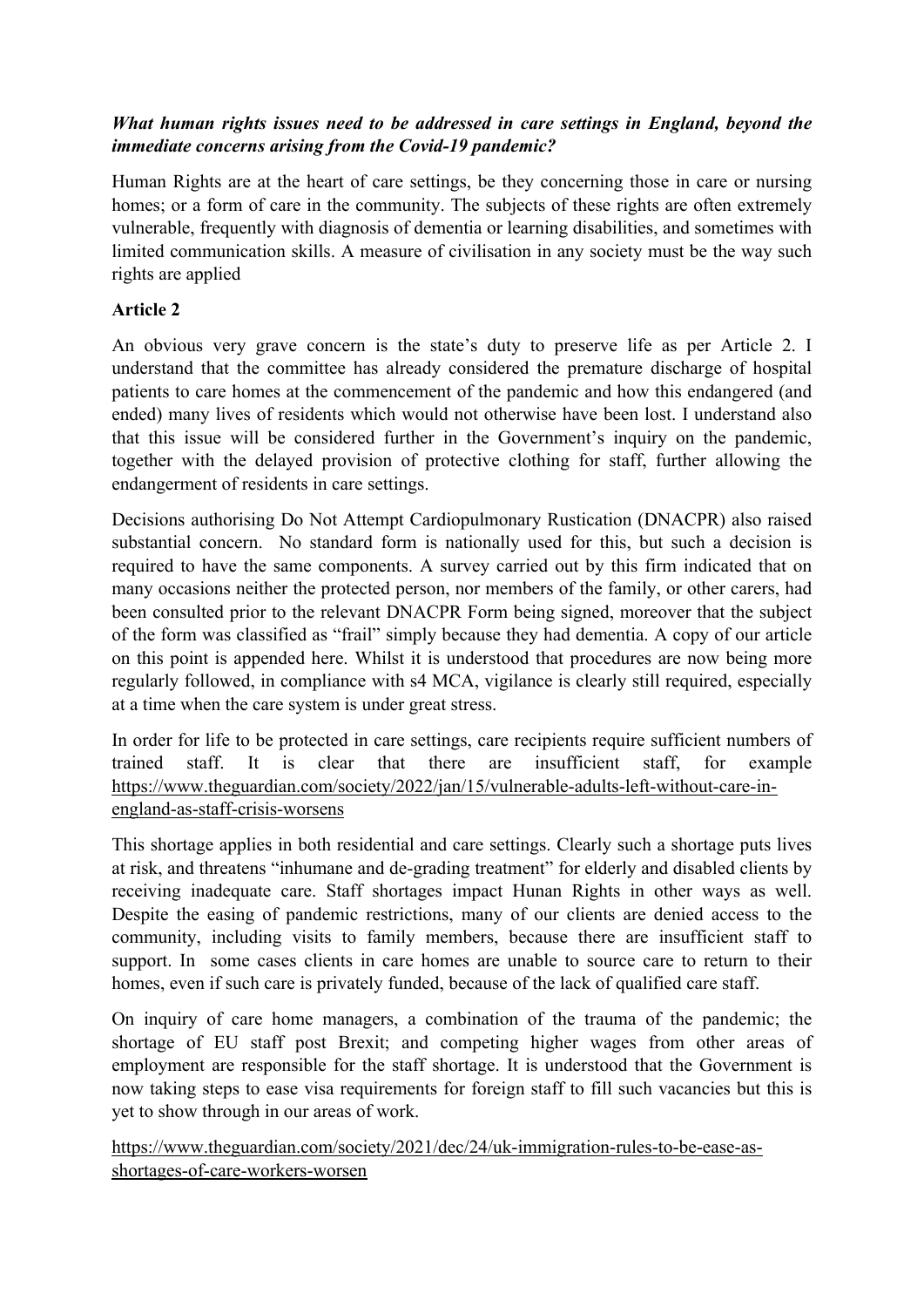***What human rights issues need to be addressed in care settings in England, beyond the immediate concerns arising from the Covid-19 pandemic?***

Human Rights are at the heart of care settings, be they concerning those in care or nursing homes; or a form of care in the community. The subjects of these rights are often extremely vulnerable, frequently with diagnosis of dementia or learning disabilities, and sometimes with limited communication skills. A measure of civilisation in any society must be the way such rights are applied

**Article 2**

An obvious very grave concern is the state's duty to preserve life as per Article 2. I understand that the committee has already considered the premature discharge of hospital patients to care homes at the commencement of the pandemic and how this endangered (and ended) many lives of residents which would not otherwise have been lost. I understand also that this issue will be considered further in the Government's inquiry on the pandemic, together with the delayed provision of protective clothing for staff, further allowing the endangerment of residents in care settings.

Decisions authorising Do Not Attempt Cardiopulmonary Rustication (DNACPR) also raised substantial concern. No standard form is nationally used for this, but such a decision is required to have the same components. A survey carried out by this firm indicated that on many occasions neither the protected person, nor members of the family, or other carers, had been consulted prior to the relevant DNACPR Form being signed, moreover that the subject of the form was classified as "frail" simply because they had dementia. A copy of our article on this point is appended here. Whilst it is understood that procedures are now being more regularly followed, in compliance with s4 MCA, vigilance is clearly still required, especially at a time when the care system is under great stress.

In order for life to be protected in care settings, care recipients require sufficient numbers of trained staff. It is clear that there are insufficient staff, for example https://www.theguardian.com/society/2022/jan/15/vulnerable-adults-left-without-care-in-england-as-staff-crisis-worsens

This shortage applies in both residential and care settings. Clearly such a shortage puts lives at risk, and threatens "inhumane and de-grading treatment" for elderly and disabled clients by receiving inadequate care. Staff shortages impact Hunan Rights in other ways as well. Despite the easing of pandemic restrictions, many of our clients are denied access to the community, including visits to family members, because there are insufficient staff to support. In some cases clients in care homes are unable to source care to return to their homes, even if such care is privately funded, because of the lack of qualified care staff.

On inquiry of care home managers, a combination of the trauma of the pandemic; the shortage of EU staff post Brexit; and competing higher wages from other areas of employment are responsible for the staff shortage. It is understood that the Government is now taking steps to ease visa requirements for foreign staff to fill such vacancies but this is yet to show through in our areas of work.

https://www.theguardian.com/society/2021/dec/24/uk-immigration-rules-to-be-ease-as-shortages-of-care-workers-worsen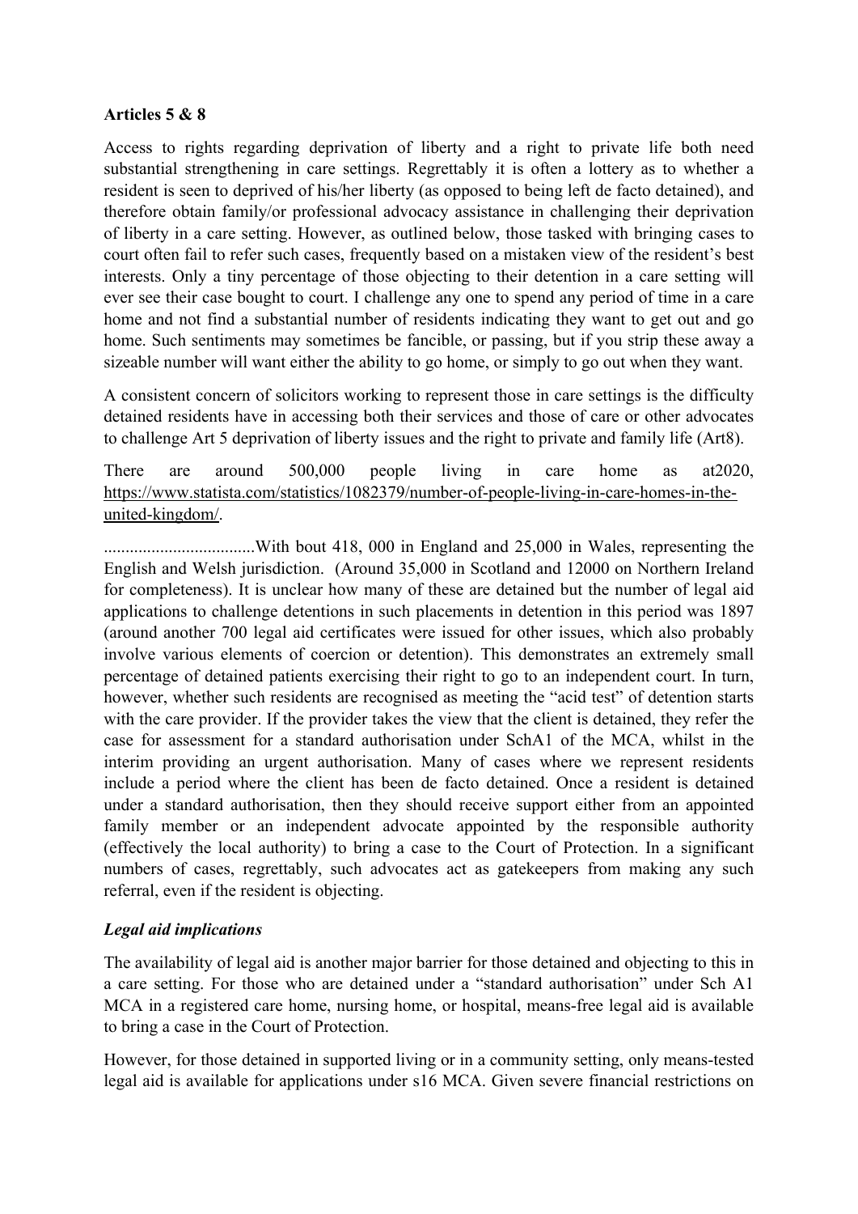**Articles 5 & 8**

Access to rights regarding deprivation of liberty and a right to private life both need substantial strengthening in care settings. Regrettably it is often a lottery as to whether a resident is seen to deprived of his/her liberty (as opposed to being left de facto detained), and therefore obtain family/or professional advocacy assistance in challenging their deprivation of liberty in a care setting. However, as outlined below, those tasked with bringing cases to court often fail to refer such cases, frequently based on a mistaken view of the resident's best interests. Only a tiny percentage of those objecting to their detention in a care setting will ever see their case bought to court. I challenge any one to spend any period of time in a care home and not find a substantial number of residents indicating they want to get out and go home. Such sentiments may sometimes be fancible, or passing, but if you strip these away a sizeable number will want either the ability to go home, or simply to go out when they want.

A consistent concern of solicitors working to represent those in care settings is the difficulty detained residents have in accessing both their services and those of care or other advocates to challenge Art 5 deprivation of liberty issues and the right to private and family life (Art8).

There are around 500,000 people living in care home as at2020, https://www.statista.com/statistics/1082379/number-of-people-living-in-care-homes-in-the-united-kingdom/.

..................................With bout 418, 000 in England and 25,000 in Wales, representing the English and Welsh jurisdiction. (Around 35,000 in Scotland and 12000 on Northern Ireland for completeness). It is unclear how many of these are detained but the number of legal aid applications to challenge detentions in such placements in detention in this period was 1897 (around another 700 legal aid certificates were issued for other issues, which also probably involve various elements of coercion or detention). This demonstrates an extremely small percentage of detained patients exercising their right to go to an independent court. In turn, however, whether such residents are recognised as meeting the "acid test" of detention starts with the care provider. If the provider takes the view that the client is detained, they refer the case for assessment for a standard authorisation under SchA1 of the MCA, whilst in the interim providing an urgent authorisation. Many of cases where we represent residents include a period where the client has been de facto detained. Once a resident is detained under a standard authorisation, then they should receive support either from an appointed family member or an independent advocate appointed by the responsible authority (effectively the local authority) to bring a case to the Court of Protection. In a significant numbers of cases, regrettably, such advocates act as gatekeepers from making any such referral, even if the resident is objecting.

***Legal aid implications***

The availability of legal aid is another major barrier for those detained and objecting to this in a care setting. For those who are detained under a "standard authorisation" under Sch A1 MCA in a registered care home, nursing home, or hospital, means-free legal aid is available to bring a case in the Court of Protection.

However, for those detained in supported living or in a community setting, only means-tested legal aid is available for applications under s16 MCA. Given severe financial restrictions on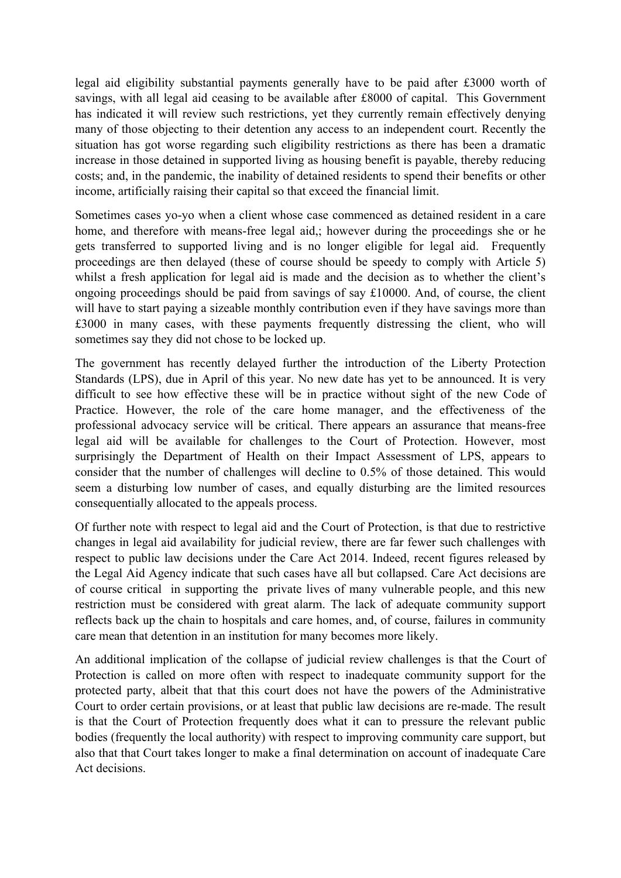legal aid eligibility substantial payments generally have to be paid after £3000 worth of savings, with all legal aid ceasing to be available after £8000 of capital. This Government has indicated it will review such restrictions, yet they currently remain effectively denying many of those objecting to their detention any access to an independent court. Recently the situation has got worse regarding such eligibility restrictions as there has been a dramatic increase in those detained in supported living as housing benefit is payable, thereby reducing costs; and, in the pandemic, the inability of detained residents to spend their benefits or other income, artificially raising their capital so that exceed the financial limit.

Sometimes cases yo-yo when a client whose case commenced as detained resident in a care home, and therefore with means-free legal aid,; however during the proceedings she or he gets transferred to supported living and is no longer eligible for legal aid. Frequently proceedings are then delayed (these of course should be speedy to comply with Article 5) whilst a fresh application for legal aid is made and the decision as to whether the client's ongoing proceedings should be paid from savings of say £10000. And, of course, the client will have to start paying a sizeable monthly contribution even if they have savings more than £3000 in many cases, with these payments frequently distressing the client, who will sometimes say they did not chose to be locked up.

The government has recently delayed further the introduction of the Liberty Protection Standards (LPS), due in April of this year. No new date has yet to be announced. It is very difficult to see how effective these will be in practice without sight of the new Code of Practice. However, the role of the care home manager, and the effectiveness of the professional advocacy service will be critical. There appears an assurance that means-free legal aid will be available for challenges to the Court of Protection. However, most surprisingly the Department of Health on their Impact Assessment of LPS, appears to consider that the number of challenges will decline to 0.5% of those detained. This would seem a disturbing low number of cases, and equally disturbing are the limited resources consequentially allocated to the appeals process.

Of further note with respect to legal aid and the Court of Protection, is that due to restrictive changes in legal aid availability for judicial review, there are far fewer such challenges with respect to public law decisions under the Care Act 2014. Indeed, recent figures released by the Legal Aid Agency indicate that such cases have all but collapsed. Care Act decisions are of course critical in supporting the private lives of many vulnerable people, and this new restriction must be considered with great alarm. The lack of adequate community support reflects back up the chain to hospitals and care homes, and, of course, failures in community care mean that detention in an institution for many becomes more likely.

An additional implication of the collapse of judicial review challenges is that the Court of Protection is called on more often with respect to inadequate community support for the protected party, albeit that that this court does not have the powers of the Administrative Court to order certain provisions, or at least that public law decisions are re-made. The result is that the Court of Protection frequently does what it can to pressure the relevant public bodies (frequently the local authority) with respect to improving community care support, but also that that Court takes longer to make a final determination on account of inadequate Care Act decisions.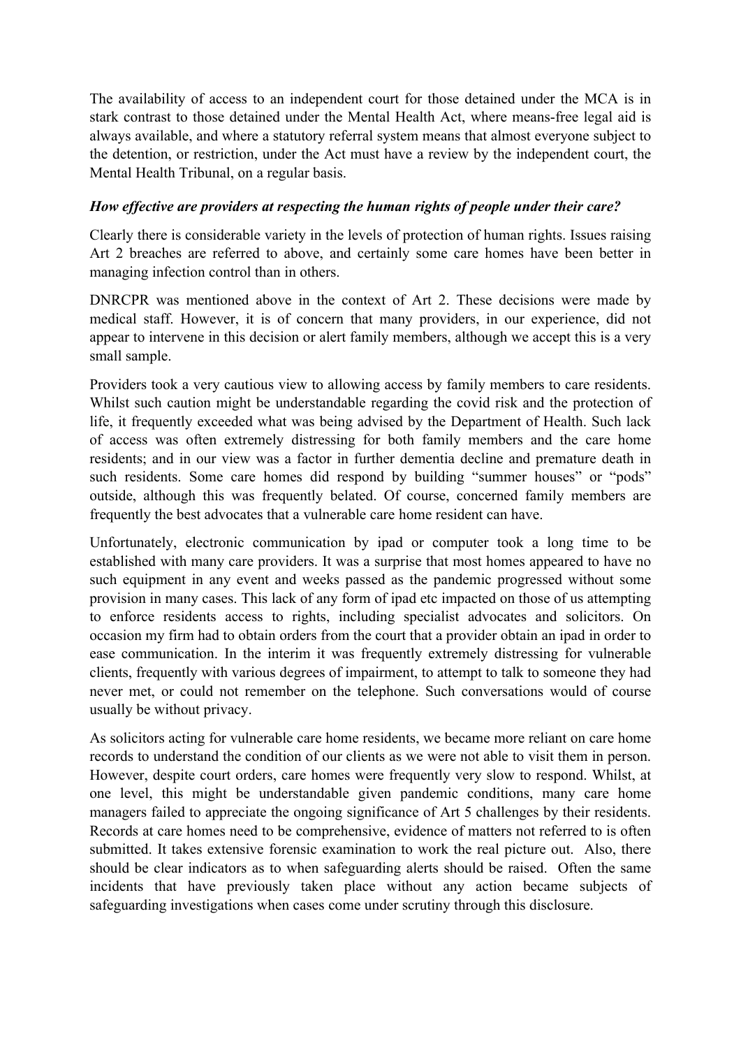The availability of access to an independent court for those detained under the MCA is in stark contrast to those detained under the Mental Health Act, where means-free legal aid is always available, and where a statutory referral system means that almost everyone subject to the detention, or restriction, under the Act must have a review by the independent court, the Mental Health Tribunal, on a regular basis.

***How effective are providers at respecting the human rights of people under their care?***

Clearly there is considerable variety in the levels of protection of human rights. Issues raising Art 2 breaches are referred to above, and certainly some care homes have been better in managing infection control than in others.

DNRCPR was mentioned above in the context of Art 2. These decisions were made by medical staff. However, it is of concern that many providers, in our experience, did not appear to intervene in this decision or alert family members, although we accept this is a very small sample.

Providers took a very cautious view to allowing access by family members to care residents. Whilst such caution might be understandable regarding the covid risk and the protection of life, it frequently exceeded what was being advised by the Department of Health. Such lack of access was often extremely distressing for both family members and the care home residents; and in our view was a factor in further dementia decline and premature death in such residents. Some care homes did respond by building "summer houses" or "pods" outside, although this was frequently belated. Of course, concerned family members are frequently the best advocates that a vulnerable care home resident can have.

Unfortunately, electronic communication by ipad or computer took a long time to be established with many care providers. It was a surprise that most homes appeared to have no such equipment in any event and weeks passed as the pandemic progressed without some provision in many cases. This lack of any form of ipad etc impacted on those of us attempting to enforce residents access to rights, including specialist advocates and solicitors. On occasion my firm had to obtain orders from the court that a provider obtain an ipad in order to ease communication. In the interim it was frequently extremely distressing for vulnerable clients, frequently with various degrees of impairment, to attempt to talk to someone they had never met, or could not remember on the telephone. Such conversations would of course usually be without privacy.

As solicitors acting for vulnerable care home residents, we became more reliant on care home records to understand the condition of our clients as we were not able to visit them in person. However, despite court orders, care homes were frequently very slow to respond. Whilst, at one level, this might be understandable given pandemic conditions, many care home managers failed to appreciate the ongoing significance of Art 5 challenges by their residents. Records at care homes need to be comprehensive, evidence of matters not referred to is often submitted. It takes extensive forensic examination to work the real picture out. Also, there should be clear indicators as to when safeguarding alerts should be raised. Often the same incidents that have previously taken place without any action became subjects of safeguarding investigations when cases come under scrutiny through this disclosure.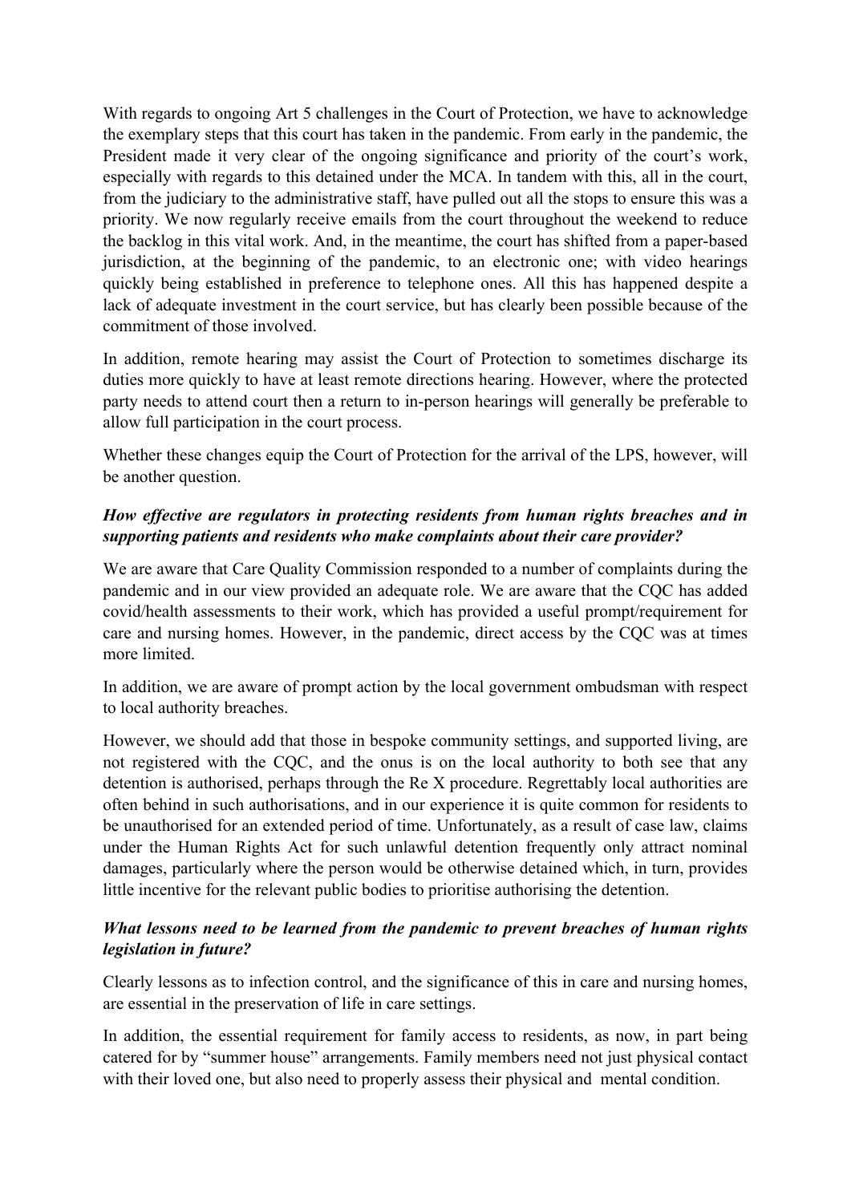With regards to ongoing Art 5 challenges in the Court of Protection, we have to acknowledge the exemplary steps that this court has taken in the pandemic. From early in the pandemic, the President made it very clear of the ongoing significance and priority of the court's work, especially with regards to this detained under the MCA. In tandem with this, all in the court, from the judiciary to the administrative staff, have pulled out all the stops to ensure this was a priority. We now regularly receive emails from the court throughout the weekend to reduce the backlog in this vital work. And, in the meantime, the court has shifted from a paper-based jurisdiction, at the beginning of the pandemic, to an electronic one; with video hearings quickly being established in preference to telephone ones. All this has happened despite a lack of adequate investment in the court service, but has clearly been possible because of the commitment of those involved.

In addition, remote hearing may assist the Court of Protection to sometimes discharge its duties more quickly to have at least remote directions hearing. However, where the protected party needs to attend court then a return to in-person hearings will generally be preferable to allow full participation in the court process.

Whether these changes equip the Court of Protection for the arrival of the LPS, however, will be another question.

***How effective are regulators in protecting residents from human rights breaches and in supporting patients and residents who make complaints about their care provider?***

We are aware that Care Quality Commission responded to a number of complaints during the pandemic and in our view provided an adequate role. We are aware that the CQC has added covid/health assessments to their work, which has provided a useful prompt/requirement for care and nursing homes. However, in the pandemic, direct access by the CQC was at times more limited.

In addition, we are aware of prompt action by the local government ombudsman with respect to local authority breaches.

However, we should add that those in bespoke community settings, and supported living, are not registered with the CQC, and the onus is on the local authority to both see that any detention is authorised, perhaps through the Re X procedure. Regrettably local authorities are often behind in such authorisations, and in our experience it is quite common for residents to be unauthorised for an extended period of time. Unfortunately, as a result of case law, claims under the Human Rights Act for such unlawful detention frequently only attract nominal damages, particularly where the person would be otherwise detained which, in turn, provides little incentive for the relevant public bodies to prioritise authorising the detention.

***What lessons need to be learned from the pandemic to prevent breaches of human rights legislation in future?***

Clearly lessons as to infection control, and the significance of this in care and nursing homes, are essential in the preservation of life in care settings.

In addition, the essential requirement for family access to residents, as now, in part being catered for by "summer house" arrangements. Family members need not just physical contact with their loved one, but also need to properly assess their physical and mental condition.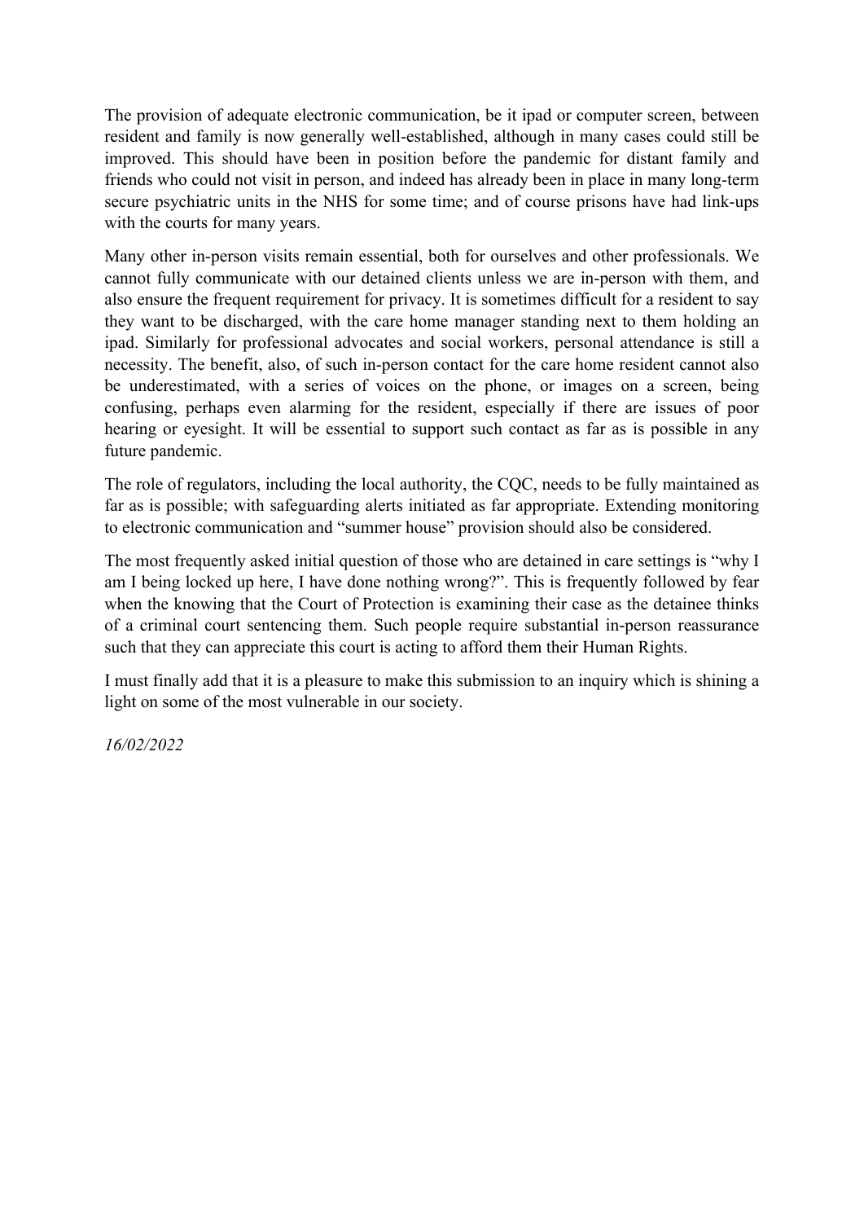The provision of adequate electronic communication, be it ipad or computer screen, between resident and family is now generally well-established, although in many cases could still be improved. This should have been in position before the pandemic for distant family and friends who could not visit in person, and indeed has already been in place in many long-term secure psychiatric units in the NHS for some time; and of course prisons have had link-ups with the courts for many years.

Many other in-person visits remain essential, both for ourselves and other professionals. We cannot fully communicate with our detained clients unless we are in-person with them, and also ensure the frequent requirement for privacy. It is sometimes difficult for a resident to say they want to be discharged, with the care home manager standing next to them holding an ipad. Similarly for professional advocates and social workers, personal attendance is still a necessity. The benefit, also, of such in-person contact for the care home resident cannot also be underestimated, with a series of voices on the phone, or images on a screen, being confusing, perhaps even alarming for the resident, especially if there are issues of poor hearing or eyesight. It will be essential to support such contact as far as is possible in any future pandemic.

The role of regulators, including the local authority, the CQC, needs to be fully maintained as far as is possible; with safeguarding alerts initiated as far appropriate. Extending monitoring to electronic communication and "summer house" provision should also be considered.

The most frequently asked initial question of those who are detained in care settings is "why I am I being locked up here, I have done nothing wrong?". This is frequently followed by fear when the knowing that the Court of Protection is examining their case as the detainee thinks of a criminal court sentencing them. Such people require substantial in-person reassurance such that they can appreciate this court is acting to afford them their Human Rights.

I must finally add that it is a pleasure to make this submission to an inquiry which is shining a light on some of the most vulnerable in our society.

*16/02/2022*